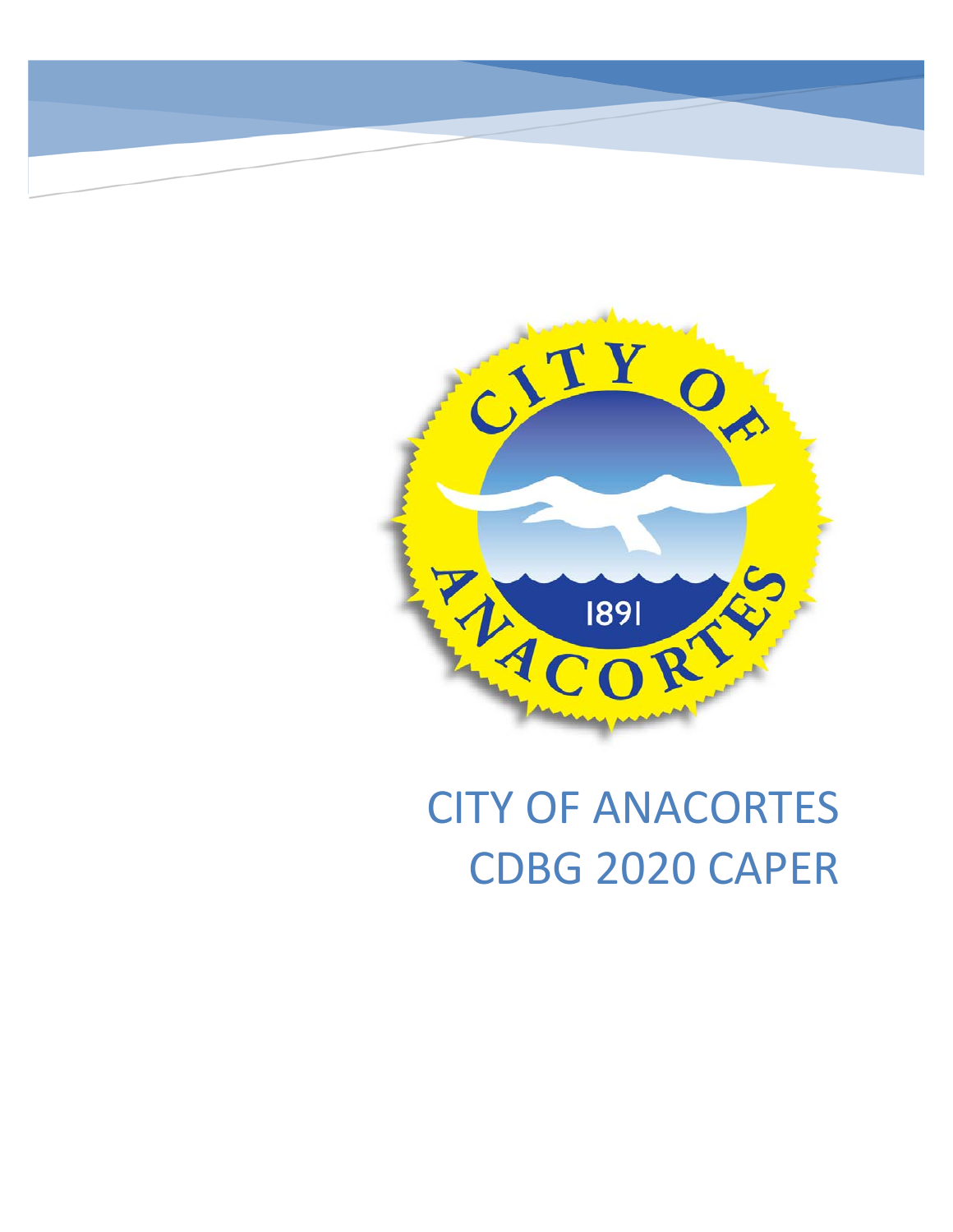# CITY OF ANACORTES CDBG 2020 CAPER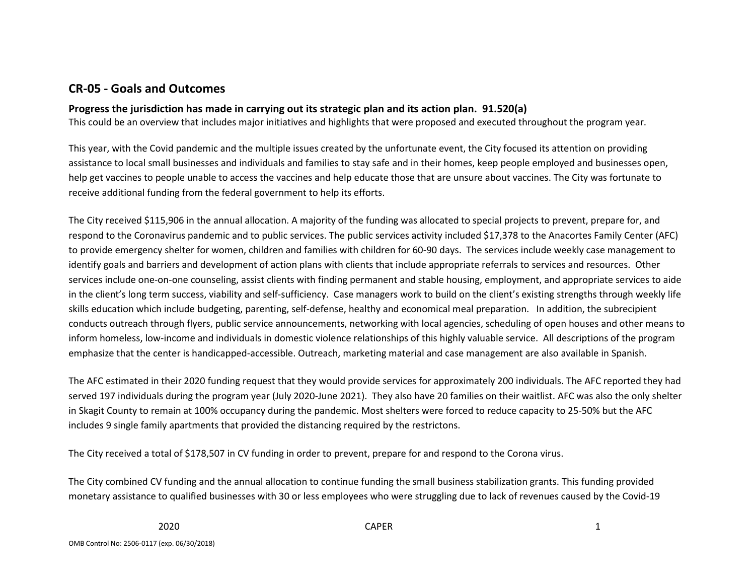## CR-05 - Goals and Outcomes

### Progress the jurisdiction has made in carrying out its strategic plan and its action plan. 91.520(a)

This could be an overview that includes major initiatives and highlights that were proposed and executed throughout the program year.

This year, with the Covid pandemic and the multiple issues created by the unfortunate event, the City focused its attention on providing assistance to local small businesses and individuals and families to stay safe and in their homes, keep people employed and businesses open, help get vaccines to people unable to access the vaccines and help educate those that are unsure about vaccines. The City was fortunate to receive additional funding from the federal government to help its efforts.

The City received $115,906 in the annual allocation. A majority of the funding was allocated to special projects to prevent, prepare for, and respond to the Coronavirus pandemic and to public services. The public services activity included $17,378 to the Anacortes Family Center (AFC) to provide emergency shelter for women, children and families with children for 60-90 days. The services include weekly case management to identify goals and barriers and development of action plans with clients that include appropriate referrals to services and resources. Other services include one-on-one counseling, assist clients with finding permanent and stable housing, employment, and appropriate services to aide in the client's long term success, viability and self-sufficiency. Case managers work to build on the client's existing strengths through weekly life skills education which include budgeting, parenting, self-defense, healthy and economical meal preparation. In addition, the subrecipient conducts outreach through flyers, public service announcements, networking with local agencies, scheduling of open houses and other means to inform homeless, low-income and individuals in domestic violence relationships of this highly valuable service. All descriptions of the program emphasize that the center is handicapped-accessible. Outreach, marketing material and case management are also available in Spanish.

The AFC estimated in their 2020 funding request that they would provide services for approximately 200 individuals. The AFC reported they had served 197 individuals during the program year (July 2020-June 2021). They also have 20 families on their waitlist. AFC was also the only shelter in Skagit County to remain at 100% occupancy during the pandemic. Most shelters were forced to reduce capacity to 25-50% but the AFC includes 9 single family apartments that provided the distancing required by the restrictons.

The City received a total of $178,507 in CV funding in order to prevent, prepare for and respond to the Corona virus.

The City combined CV funding and the annual allocation to continue funding the small business stabilization grants. This funding provided monetary assistance to qualified businesses with 30 or less employees who were struggling due to lack of revenues caused by the Covid-19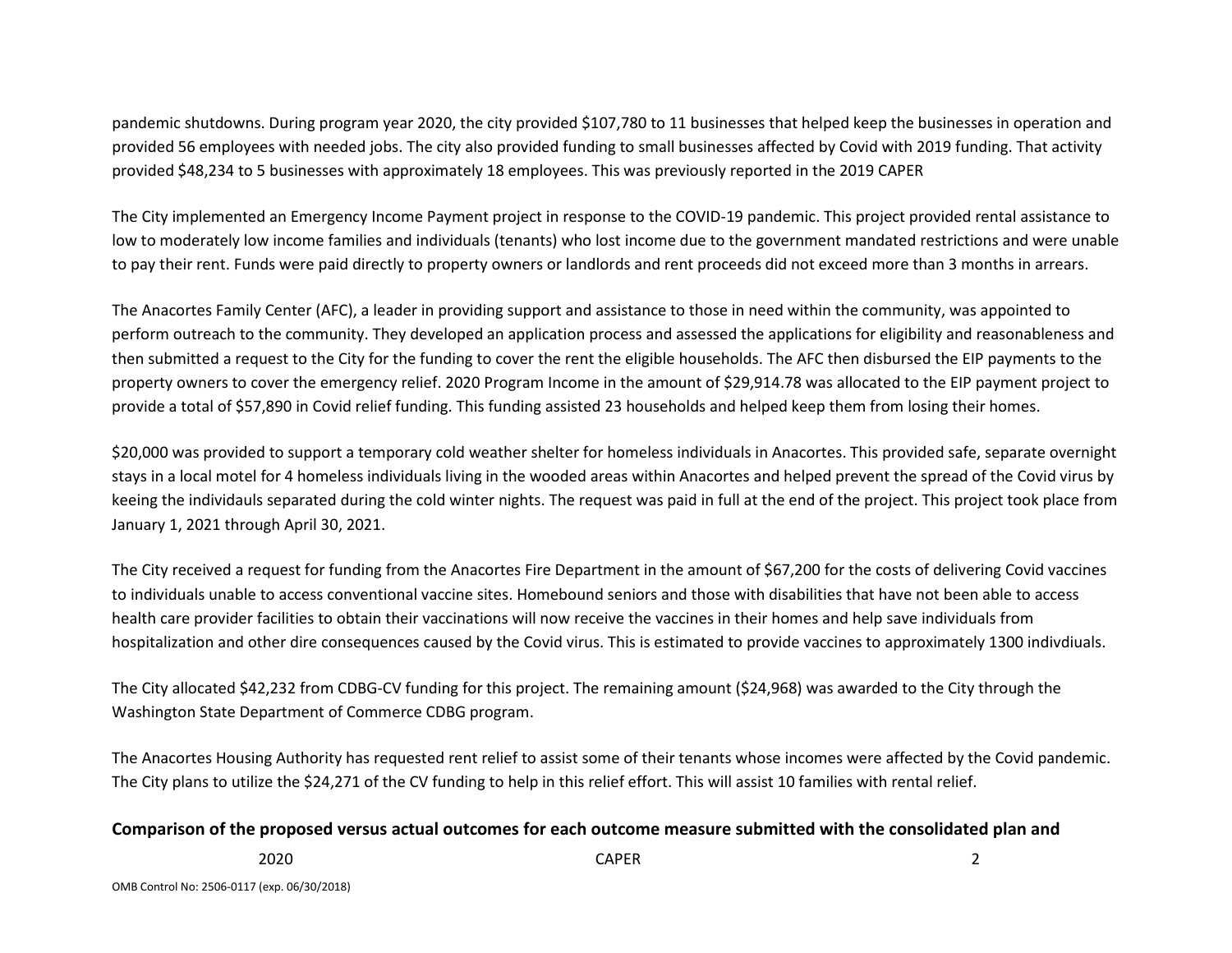pandemic shutdowns. During program year 2020, the city provided $107,780 to 11 businesses that helped keep the businesses in operation and provided 56 employees with needed jobs. The city also provided funding to small businesses affected by Covid with 2019 funding. That activity provided $48,234 to 5 businesses with approximately 18 employees. This was previously reported in the 2019 CAPER

The City implemented an Emergency Income Payment project in response to the COVID-19 pandemic. This project provided rental assistance to low to moderately low income families and individuals (tenants) who lost income due to the government mandated restrictions and were unable to pay their rent. Funds were paid directly to property owners or landlords and rent proceeds did not exceed more than 3 months in arrears.

The Anacortes Family Center (AFC), a leader in providing support and assistance to those in need within the community, was appointed to perform outreach to the community. They developed an application process and assessed the applications for eligibility and reasonableness and then submitted a request to the City for the funding to cover the rent the eligible households. The AFC then disbursed the EIP payments to the property owners to cover the emergency relief. 2020 Program Income in the amount of $29,914.78 was allocated to the EIP payment project to provide a total of $57,890 in Covid relief funding. This funding assisted 23 households and helped keep them from losing their homes.

$20,000 was provided to support a temporary cold weather shelter for homeless individuals in Anacortes. This provided safe, separate overnight stays in a local motel for 4 homeless individuals living in the wooded areas within Anacortes and helped prevent the spread of the Covid virus by keeing the individauls separated during the cold winter nights. The request was paid in full at the end of the project. This project took place from January 1, 2021 through April 30, 2021.

The City received a request for funding from the Anacortes Fire Department in the amount of $67,200 for the costs of delivering Covid vaccines to individuals unable to access conventional vaccine sites. Homebound seniors and those with disabilities that have not been able to access health care provider facilities to obtain their vaccinations will now receive the vaccines in their homes and help save individuals from hospitalization and other dire consequences caused by the Covid virus. This is estimated to provide vaccines to approximately 1300 indivdiuals.

The City allocated $42,232 from CDBG-CV funding for this project. The remaining amount ($24,968) was awarded to the City through the Washington State Department of Commerce CDBG program.

The Anacortes Housing Authority has requested rent relief to assist some of their tenants whose incomes were affected by the Covid pandemic. The City plans to utilize the $24,271 of the CV funding to help in this relief effort. This will assist 10 families with rental relief.

**Comparison of the proposed versus actual outcomes for each outcome measure submitted with the consolidated plan and**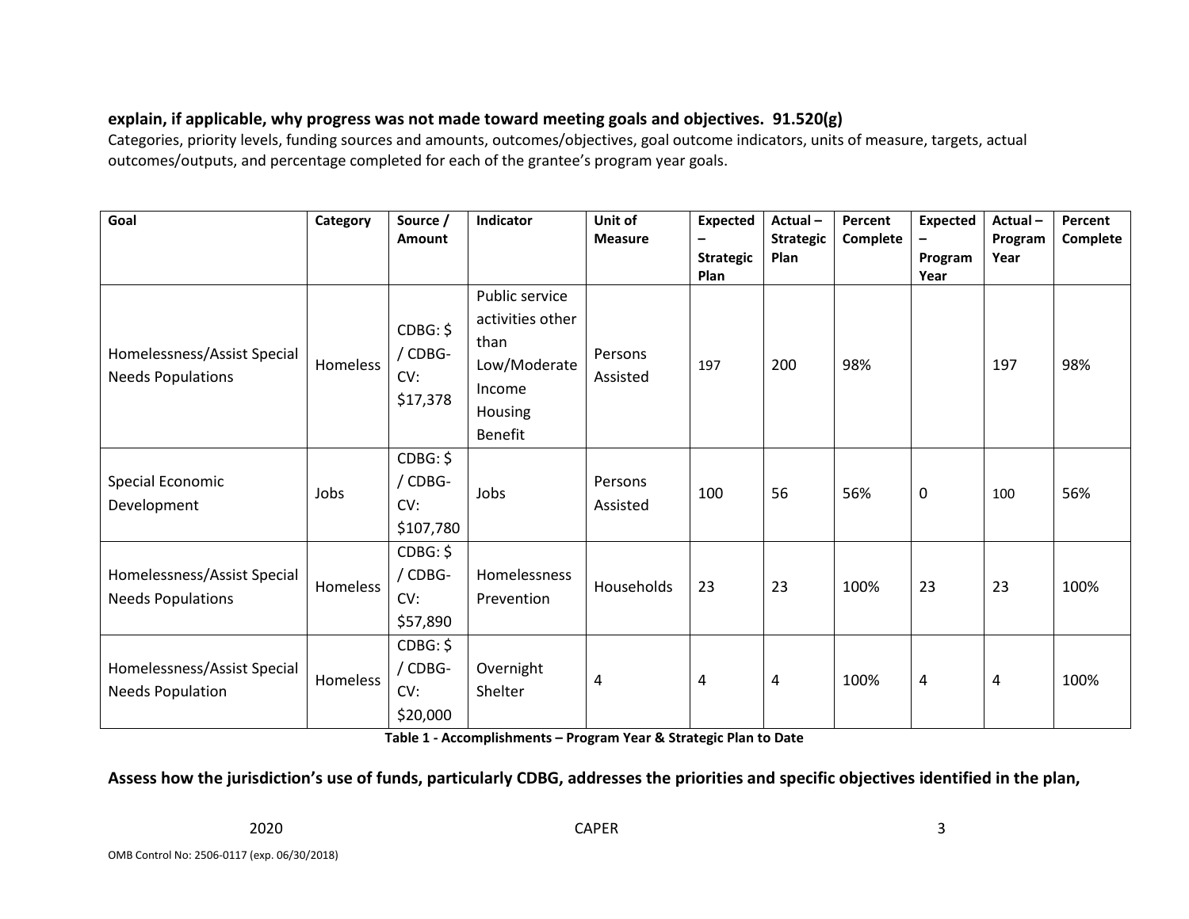**explain, if applicable, why progress was not made toward meeting goals and objectives. 91.520(g)**

Categories, priority levels, funding sources and amounts, outcomes/objectives, goal outcome indicators, units of measure, targets, actual outcomes/outputs, and percentage completed for each of the grantee's program year goals.

| Goal | Category | Source / Amount | Indicator | Unit of Measure | Expected – Strategic Plan | Actual – Strategic Plan | Percent Complete | Expected – Program Year | Actual – Program Year | Percent Complete |
|---|---|---|---|---|---|---|---|---|---|---|
| Homelessness/Assist Special Needs Populations | Homeless | CDBG: $ / CDBG-CV: $17,378 | Public service activities other than Low/Moderate Income Housing Benefit | Persons Assisted | 197 | 200 | 98% | | 197 | 98% |
| Special Economic Development | Jobs | CDBG: $ / CDBG-CV: $107,780 | Jobs | Persons Assisted | 100 | 56 | 56% | 0 | 100 | 56% |
| Homelessness/Assist Special Needs Populations | Homeless | CDBG: $ / CDBG-CV: $57,890 | Homelessness Prevention | Households | 23 | 23 | 100% | 23 | 23 | 100% |
| Homelessness/Assist Special Needs Population | Homeless | CDBG: $ / CDBG-CV: $20,000 | Overnight Shelter | 4 | 4 | 4 | 100% | 4 | 4 | 100% |

**Table 1 - Accomplishments – Program Year & Strategic Plan to Date**

**Assess how the jurisdiction's use of funds, particularly CDBG, addresses the priorities and specific objectives identified in the plan,**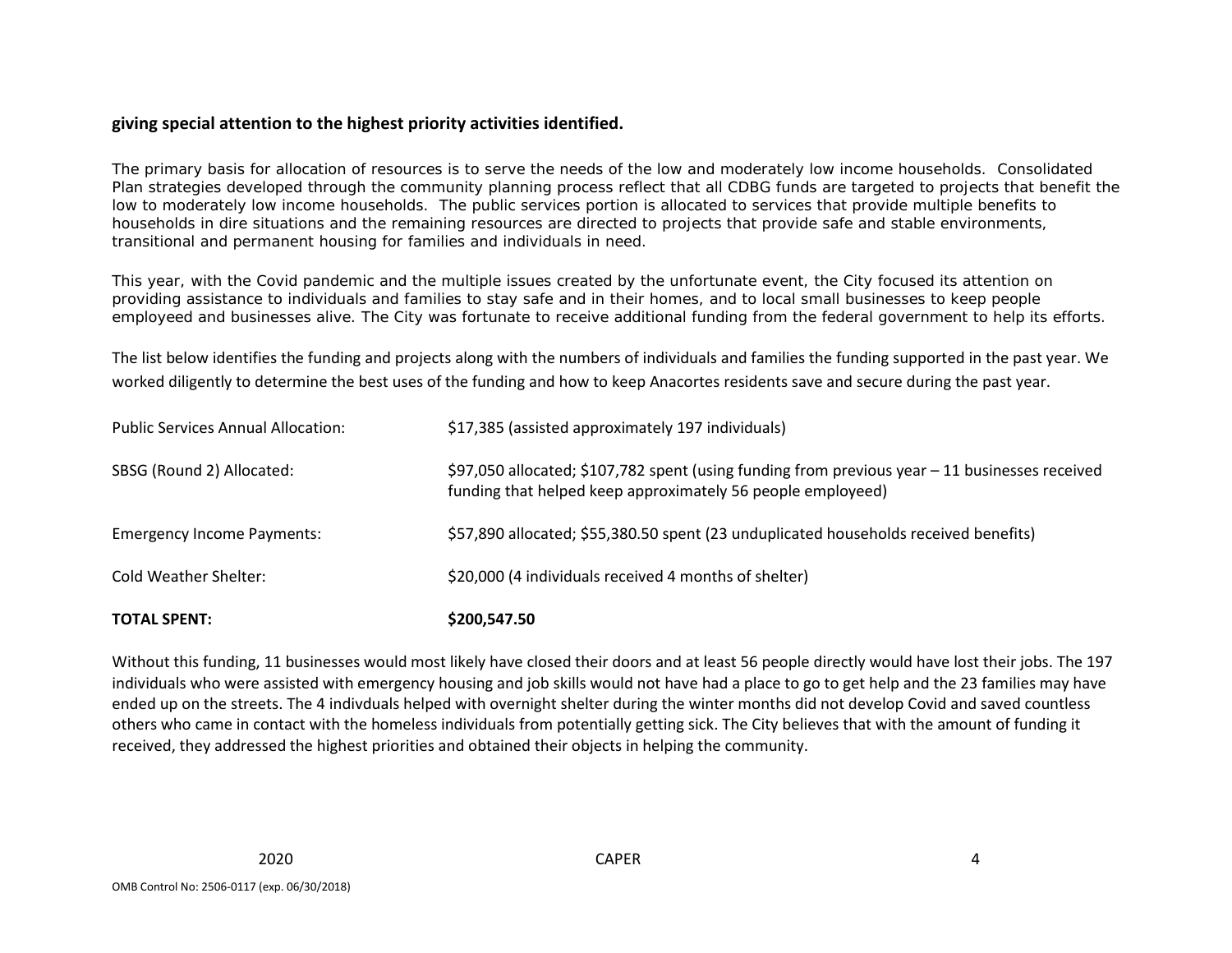**giving special attention to the highest priority activities identified.**

The primary basis for allocation of resources is to serve the needs of the low and moderately low income households. Consolidated Plan strategies developed through the community planning process reflect that all CDBG funds are targeted to projects that benefit the low to moderately low income households. The public services portion is allocated to services that provide multiple benefits to households in dire situations and the remaining resources are directed to projects that provide safe and stable environments, transitional and permanent housing for families and individuals in need.

This year, with the Covid pandemic and the multiple issues created by the unfortunate event, the City focused its attention on providing assistance to individuals and families to stay safe and in their homes, and to local small businesses to keep people employeed and businesses alive. The City was fortunate to receive additional funding from the federal government to help its efforts.

The list below identifies the funding and projects along with the numbers of individuals and families the funding supported in the past year. We worked diligently to determine the best uses of the funding and how to keep Anacortes residents save and secure during the past year.

| | |
|---|---|
| Public Services Annual Allocation: | $17,385 (assisted approximately 197 individuals) |
| SBSG (Round 2) Allocated: | $97,050 allocated; $107,782 spent (using funding from previous year – 11 businesses received funding that helped keep approximately 56 people employeed) |
| Emergency Income Payments: | $57,890 allocated; $55,380.50 spent (23 unduplicated households received benefits) |
| Cold Weather Shelter: | $20,000 (4 individuals received 4 months of shelter) |
| **TOTAL SPENT:** | **$200,547.50** |

Without this funding, 11 businesses would most likely have closed their doors and at least 56 people directly would have lost their jobs. The 197 individuals who were assisted with emergency housing and job skills would not have had a place to go to get help and the 23 families may have ended up on the streets. The 4 indivduals helped with overnight shelter during the winter months did not develop Covid and saved countless others who came in contact with the homeless individuals from potentially getting sick. The City believes that with the amount of funding it received, they addressed the highest priorities and obtained their objects in helping the community.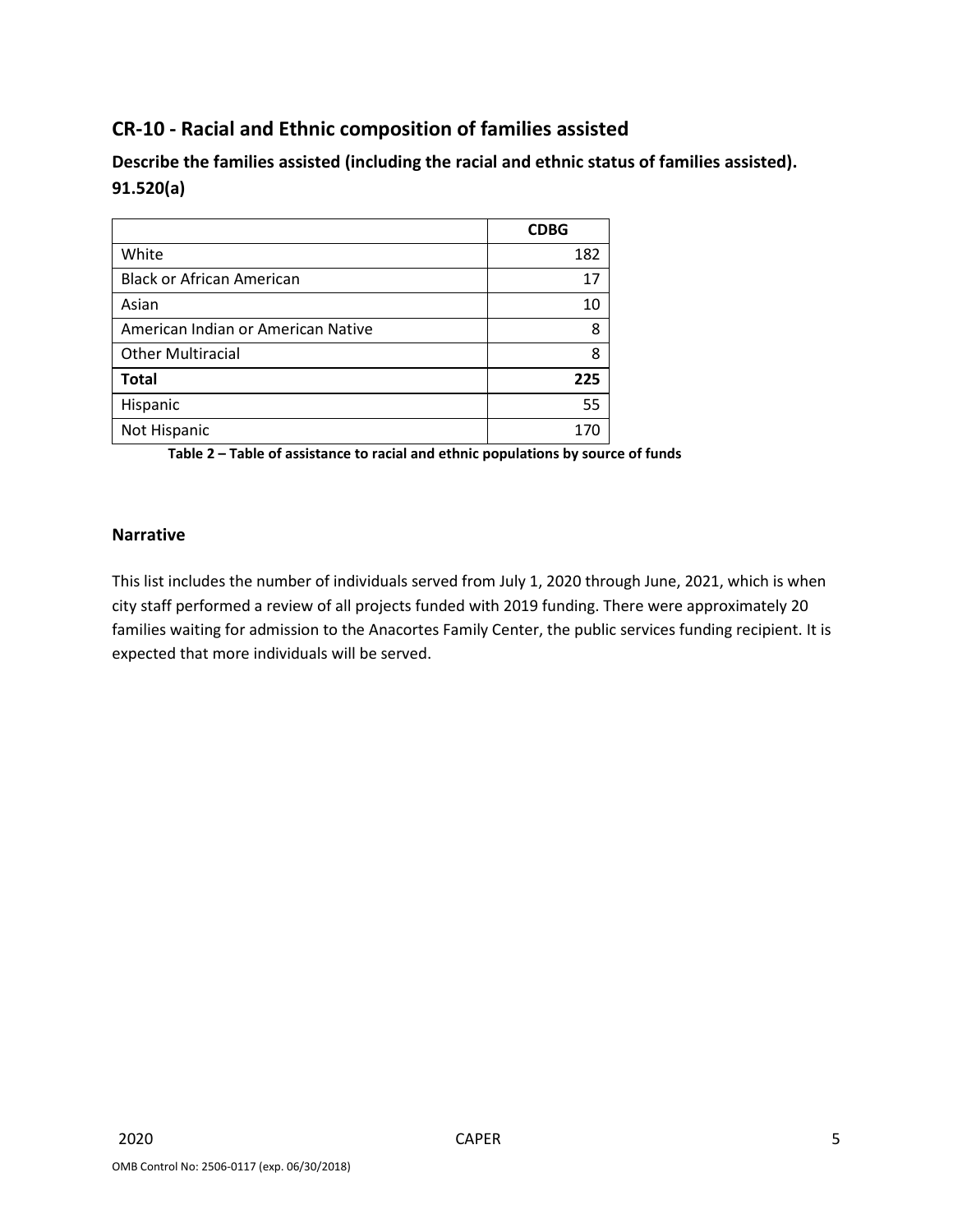## CR-10 - Racial and Ethnic composition of families assisted

### Describe the families assisted (including the racial and ethnic status of families assisted). 91.520(a)

| | **CDBG** |
|---|---|
| White | 182 |
| Black or African American | 17 |
| Asian | 10 |
| American Indian or American Native | 8 |
| Other Multiracial | 8 |
| **Total** | **225** |
| Hispanic | 55 |
| Not Hispanic | 170 |

**Table 2 – Table of assistance to racial and ethnic populations by source of funds**

### Narrative

This list includes the number of individuals served from July 1, 2020 through June, 2021, which is when city staff performed a review of all projects funded with 2019 funding. There were approximately 20 families waiting for admission to the Anacortes Family Center, the public services funding recipient. It is expected that more individuals will be served.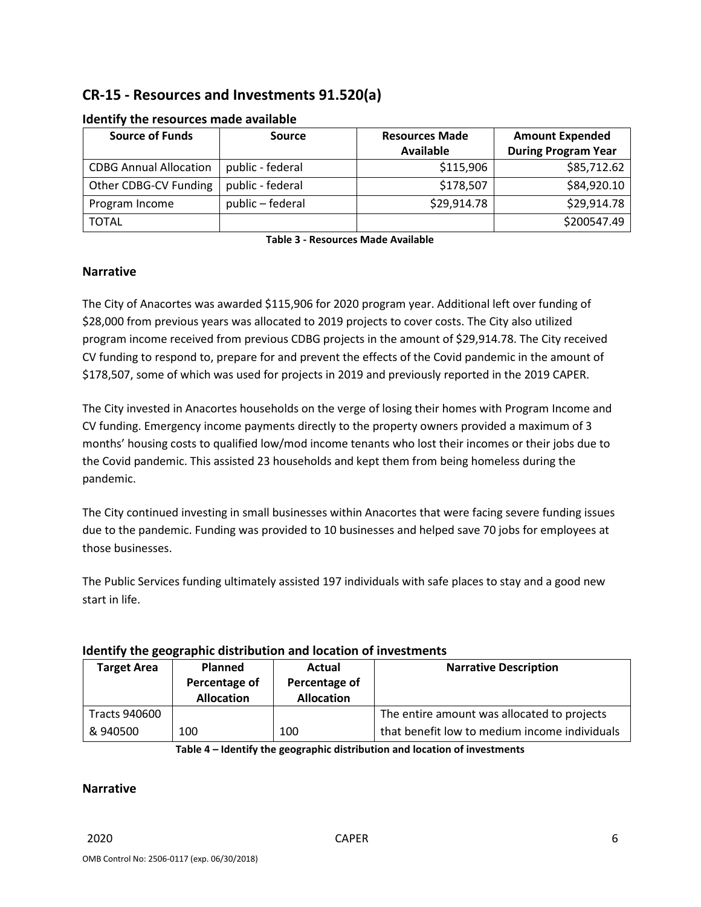## CR-15 - Resources and Investments 91.520(a)

### Identify the resources made available

| Source of Funds | Source | Resources Made Available | Amount Expended During Program Year |
| --- | --- | --- | --- |
| CDBG Annual Allocation | public - federal | $115,906 | $85,712.62 |
| Other CDBG-CV Funding | public - federal | $178,507 | $84,920.10 |
| Program Income | public – federal | $29,914.78 | $29,914.78 |
| TOTAL | | | $200547.49 |

**Table 3 - Resources Made Available**

### Narrative

The City of Anacortes was awarded $115,906 for 2020 program year. Additional left over funding of $28,000 from previous years was allocated to 2019 projects to cover costs. The City also utilized program income received from previous CDBG projects in the amount of $29,914.78. The City received CV funding to respond to, prepare for and prevent the effects of the Covid pandemic in the amount of $178,507, some of which was used for projects in 2019 and previously reported in the 2019 CAPER.

The City invested in Anacortes households on the verge of losing their homes with Program Income and CV funding. Emergency income payments directly to the property owners provided a maximum of 3 months' housing costs to qualified low/mod income tenants who lost their incomes or their jobs due to the Covid pandemic. This assisted 23 households and kept them from being homeless during the pandemic.

The City continued investing in small businesses within Anacortes that were facing severe funding issues due to the pandemic. Funding was provided to 10 businesses and helped save 70 jobs for employees at those businesses.

The Public Services funding ultimately assisted 197 individuals with safe places to stay and a good new start in life.

### Identify the geographic distribution and location of investments

| Target Area | Planned Percentage of Allocation | Actual Percentage of Allocation | Narrative Description |
| --- | --- | --- | --- |
| Tracts 940600 & 940500 | 100 | 100 | The entire amount was allocated to projects that benefit low to medium income individuals |

**Table 4 – Identify the geographic distribution and location of investments**

### Narrative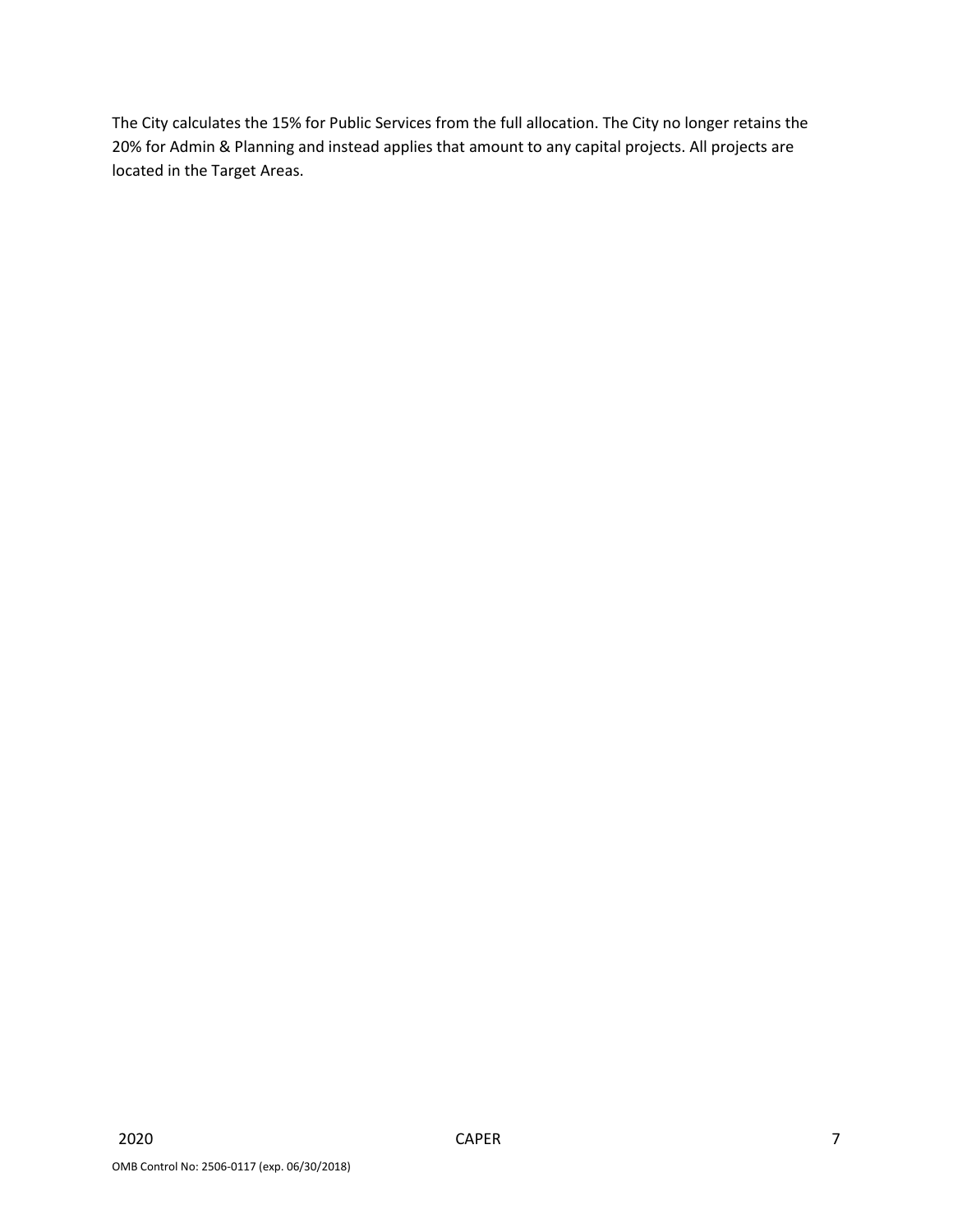The City calculates the 15% for Public Services from the full allocation. The City no longer retains the 20% for Admin & Planning and instead applies that amount to any capital projects. All projects are located in the Target Areas.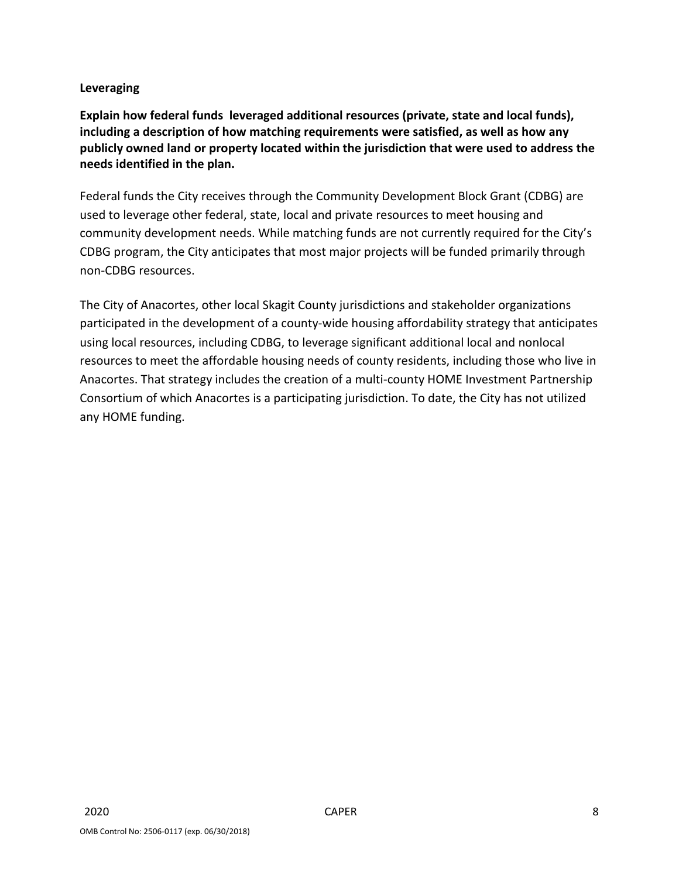**Leveraging**

**Explain how federal funds leveraged additional resources (private, state and local funds), including a description of how matching requirements were satisfied, as well as how any publicly owned land or property located within the jurisdiction that were used to address the needs identified in the plan.**

Federal funds the City receives through the Community Development Block Grant (CDBG) are used to leverage other federal, state, local and private resources to meet housing and community development needs. While matching funds are not currently required for the City's CDBG program, the City anticipates that most major projects will be funded primarily through non-CDBG resources.

The City of Anacortes, other local Skagit County jurisdictions and stakeholder organizations participated in the development of a county-wide housing affordability strategy that anticipates using local resources, including CDBG, to leverage significant additional local and nonlocal resources to meet the affordable housing needs of county residents, including those who live in Anacortes. That strategy includes the creation of a multi-county HOME Investment Partnership Consortium of which Anacortes is a participating jurisdiction. To date, the City has not utilized any HOME funding.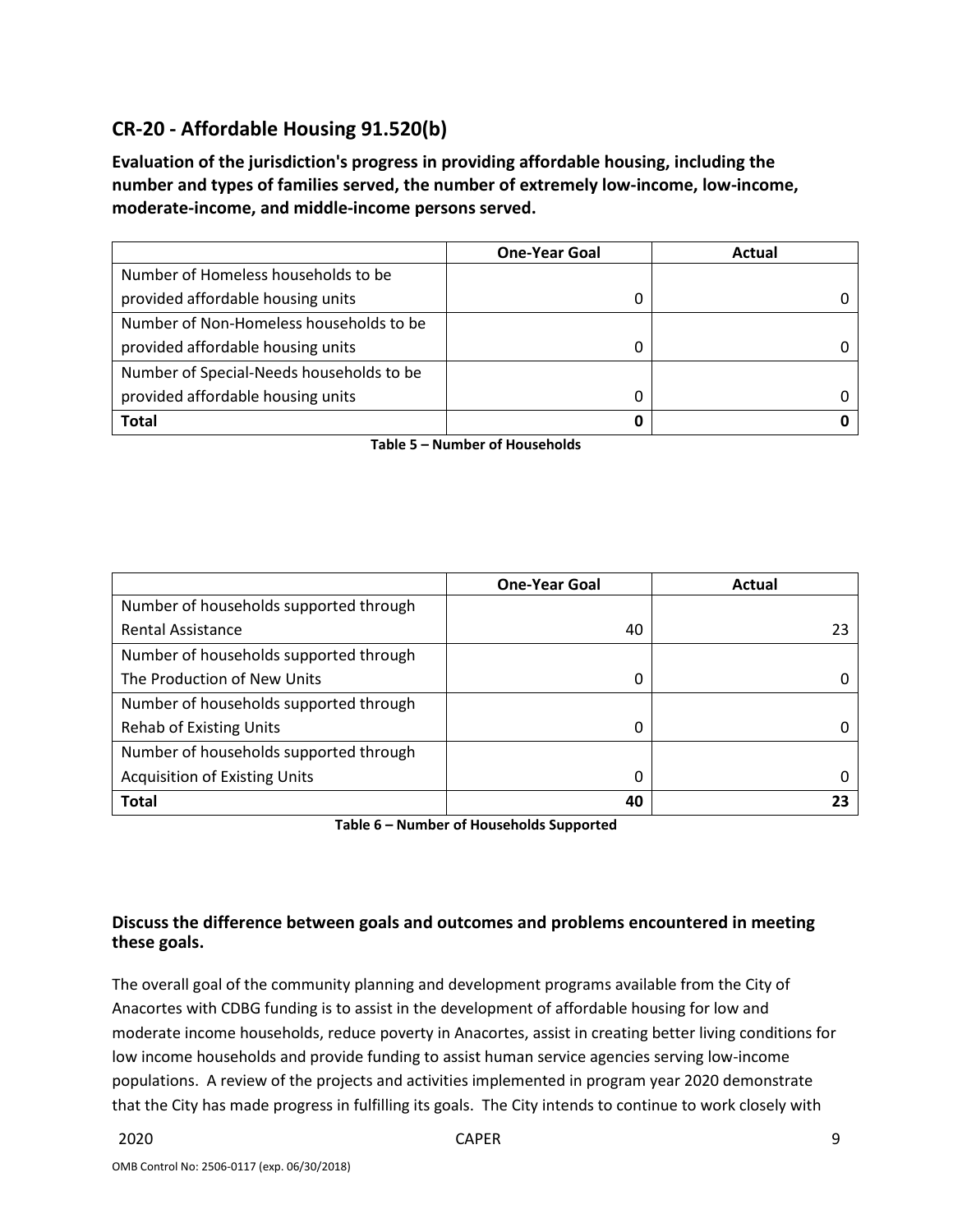## CR-20 - Affordable Housing 91.520(b)

**Evaluation of the jurisdiction's progress in providing affordable housing, including the number and types of families served, the number of extremely low-income, low-income, moderate-income, and middle-income persons served.**

| | One-Year Goal | Actual |
|---|---|---|
| Number of Homeless households to be provided affordable housing units | 0 | 0 |
| Number of Non-Homeless households to be provided affordable housing units | 0 | 0 |
| Number of Special-Needs households to be provided affordable housing units | 0 | 0 |
| **Total** | **0** | **0** |

**Table 5 – Number of Households**

| | One-Year Goal | Actual |
|---|---|---|
| Number of households supported through Rental Assistance | 40 | 23 |
| Number of households supported through The Production of New Units | 0 | 0 |
| Number of households supported through Rehab of Existing Units | 0 | 0 |
| Number of households supported through Acquisition of Existing Units | 0 | 0 |
| **Total** | **40** | **23** |

**Table 6 – Number of Households Supported**

### Discuss the difference between goals and outcomes and problems encountered in meeting these goals.

The overall goal of the community planning and development programs available from the City of Anacortes with CDBG funding is to assist in the development of affordable housing for low and moderate income households, reduce poverty in Anacortes, assist in creating better living conditions for low income households and provide funding to assist human service agencies serving low-income populations. A review of the projects and activities implemented in program year 2020 demonstrate that the City has made progress in fulfilling its goals. The City intends to continue to work closely with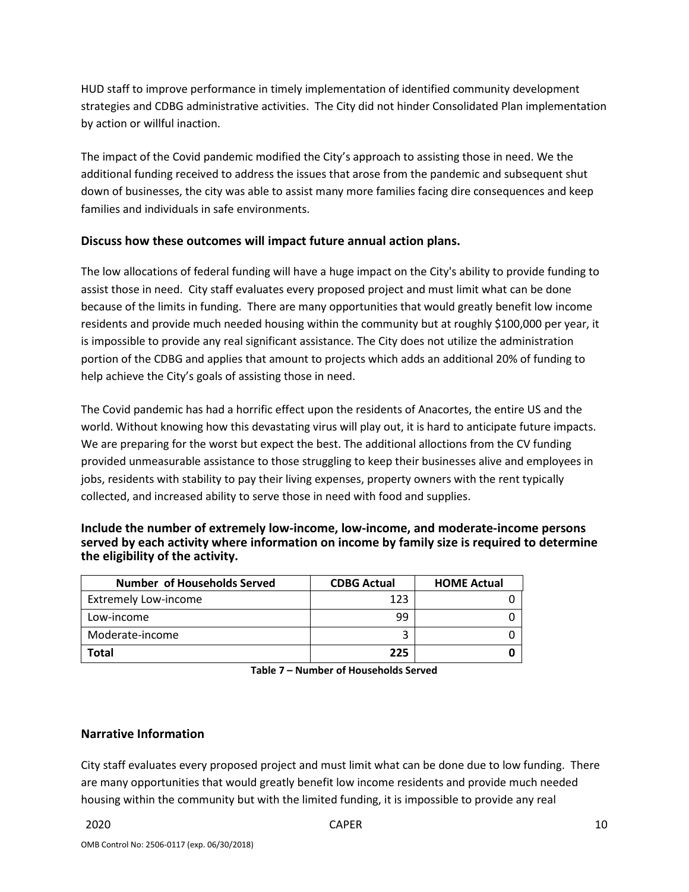HUD staff to improve performance in timely implementation of identified community development strategies and CDBG administrative activities. The City did not hinder Consolidated Plan implementation by action or willful inaction.

The impact of the Covid pandemic modified the City's approach to assisting those in need. We the additional funding received to address the issues that arose from the pandemic and subsequent shut down of businesses, the city was able to assist many more families facing dire consequences and keep families and individuals in safe environments.

## Discuss how these outcomes will impact future annual action plans.

The low allocations of federal funding will have a huge impact on the City's ability to provide funding to assist those in need. City staff evaluates every proposed project and must limit what can be done because of the limits in funding. There are many opportunities that would greatly benefit low income residents and provide much needed housing within the community but at roughly $100,000 per year, it is impossible to provide any real significant assistance. The City does not utilize the administration portion of the CDBG and applies that amount to projects which adds an additional 20% of funding to help achieve the City's goals of assisting those in need.

The Covid pandemic has had a horrific effect upon the residents of Anacortes, the entire US and the world. Without knowing how this devastating virus will play out, it is hard to anticipate future impacts. We are preparing for the worst but expect the best. The additional alloctions from the CV funding provided unmeasurable assistance to those struggling to keep their businesses alive and employees in jobs, residents with stability to pay their living expenses, property owners with the rent typically collected, and increased ability to serve those in need with food and supplies.

## Include the number of extremely low-income, low-income, and moderate-income persons served by each activity where information on income by family size is required to determine the eligibility of the activity.

| Number of Households Served | CDBG Actual | HOME Actual |
|---|---|---|
| Extremely Low-income | 123 | 0 |
| Low-income | 99 | 0 |
| Moderate-income | 3 | 0 |
| **Total** | **225** | **0** |

**Table 7 – Number of Households Served**

## Narrative Information

City staff evaluates every proposed project and must limit what can be done due to low funding. There are many opportunities that would greatly benefit low income residents and provide much needed housing within the community but with the limited funding, it is impossible to provide any real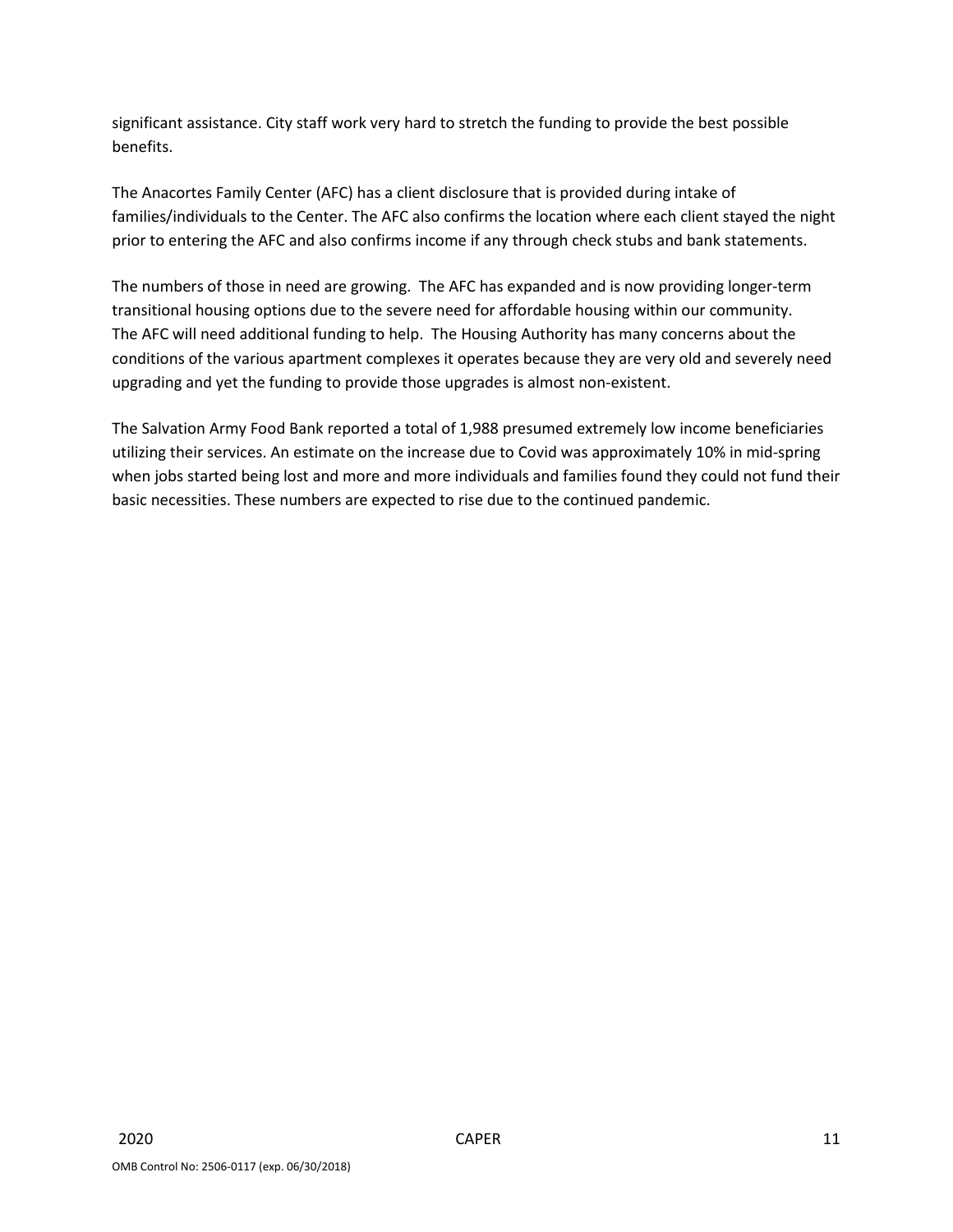significant assistance. City staff work very hard to stretch the funding to provide the best possible benefits.

The Anacortes Family Center (AFC) has a client disclosure that is provided during intake of families/individuals to the Center. The AFC also confirms the location where each client stayed the night prior to entering the AFC and also confirms income if any through check stubs and bank statements.

The numbers of those in need are growing. The AFC has expanded and is now providing longer-term transitional housing options due to the severe need for affordable housing within our community. The AFC will need additional funding to help. The Housing Authority has many concerns about the conditions of the various apartment complexes it operates because they are very old and severely need upgrading and yet the funding to provide those upgrades is almost non-existent.

The Salvation Army Food Bank reported a total of 1,988 presumed extremely low income beneficiaries utilizing their services. An estimate on the increase due to Covid was approximately 10% in mid-spring when jobs started being lost and more and more individuals and families found they could not fund their basic necessities. These numbers are expected to rise due to the continued pandemic.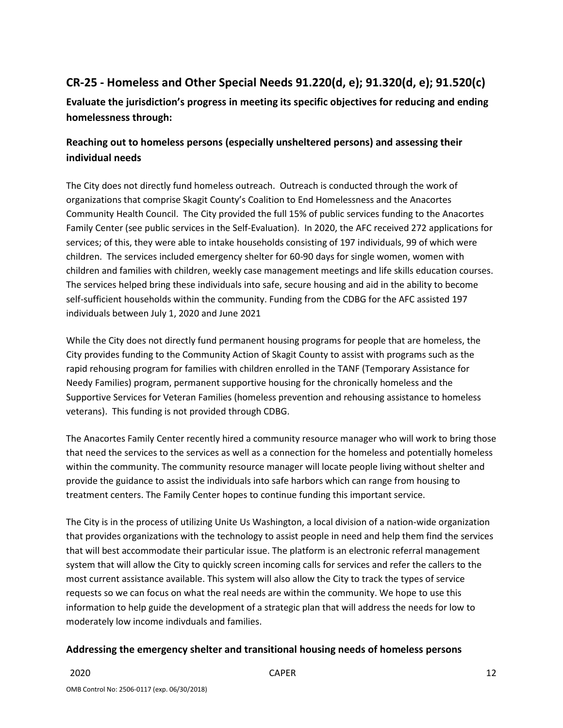## CR-25 - Homeless and Other Special Needs 91.220(d, e); 91.320(d, e); 91.520(c)

**Evaluate the jurisdiction's progress in meeting its specific objectives for reducing and ending homelessness through:**

### Reaching out to homeless persons (especially unsheltered persons) and assessing their individual needs

The City does not directly fund homeless outreach. Outreach is conducted through the work of organizations that comprise Skagit County's Coalition to End Homelessness and the Anacortes Community Health Council. The City provided the full 15% of public services funding to the Anacortes Family Center (see public services in the Self-Evaluation). In 2020, the AFC received 272 applications for services; of this, they were able to intake households consisting of 197 individuals, 99 of which were children. The services included emergency shelter for 60-90 days for single women, women with children and families with children, weekly case management meetings and life skills education courses. The services helped bring these individuals into safe, secure housing and aid in the ability to become self-sufficient households within the community. Funding from the CDBG for the AFC assisted 197 individuals between July 1, 2020 and June 2021

While the City does not directly fund permanent housing programs for people that are homeless, the City provides funding to the Community Action of Skagit County to assist with programs such as the rapid rehousing program for families with children enrolled in the TANF (Temporary Assistance for Needy Families) program, permanent supportive housing for the chronically homeless and the Supportive Services for Veteran Families (homeless prevention and rehousing assistance to homeless veterans). This funding is not provided through CDBG.

The Anacortes Family Center recently hired a community resource manager who will work to bring those that need the services to the services as well as a connection for the homeless and potentially homeless within the community. The community resource manager will locate people living without shelter and provide the guidance to assist the individuals into safe harbors which can range from housing to treatment centers. The Family Center hopes to continue funding this important service.

The City is in the process of utilizing Unite Us Washington, a local division of a nation-wide organization that provides organizations with the technology to assist people in need and help them find the services that will best accommodate their particular issue. The platform is an electronic referral management system that will allow the City to quickly screen incoming calls for services and refer the callers to the most current assistance available. This system will also allow the City to track the types of service requests so we can focus on what the real needs are within the community. We hope to use this information to help guide the development of a strategic plan that will address the needs for low to moderately low income indivduals and families.

### Addressing the emergency shelter and transitional housing needs of homeless persons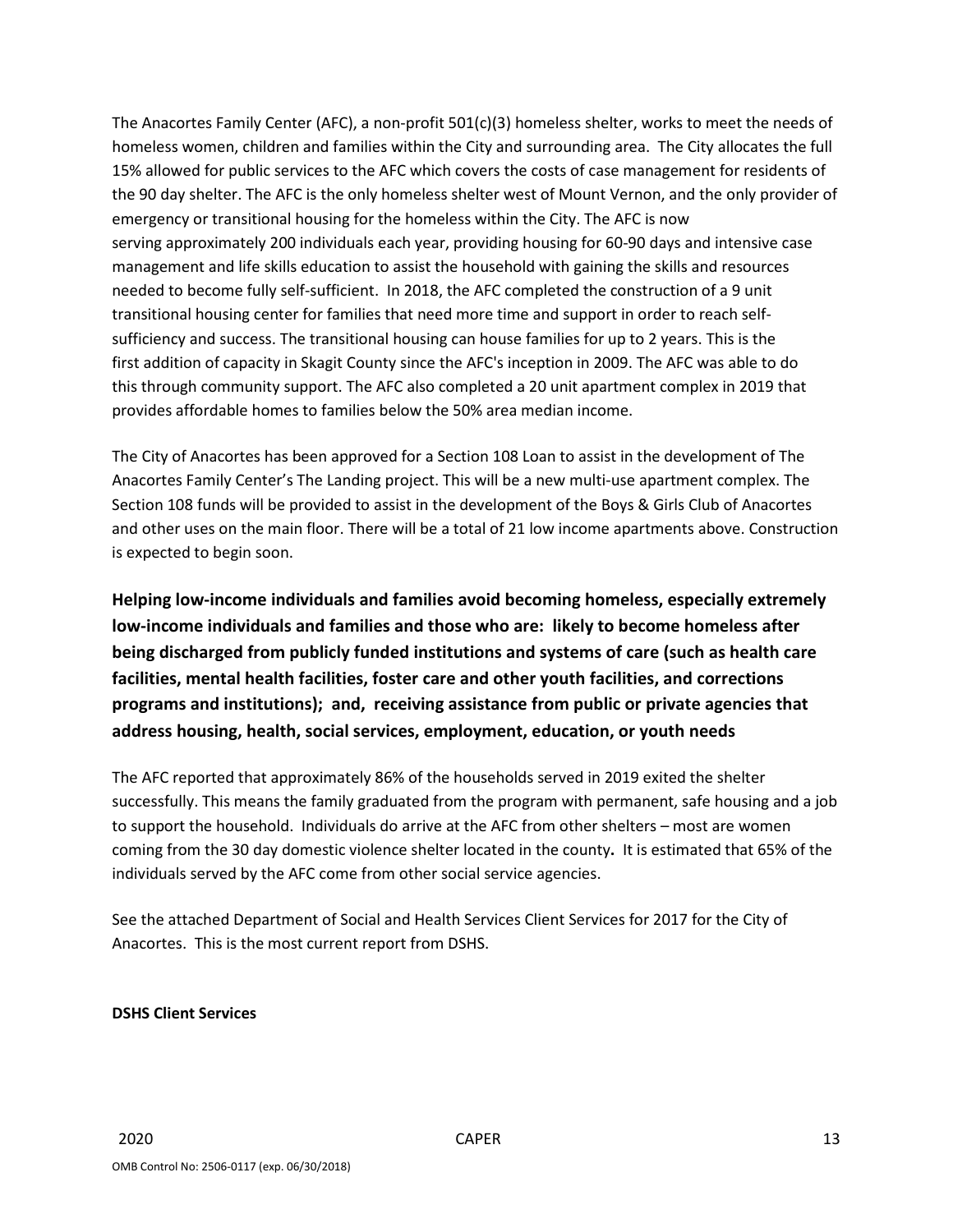The Anacortes Family Center (AFC), a non-profit 501(c)(3) homeless shelter, works to meet the needs of homeless women, children and families within the City and surrounding area. The City allocates the full 15% allowed for public services to the AFC which covers the costs of case management for residents of the 90 day shelter. The AFC is the only homeless shelter west of Mount Vernon, and the only provider of emergency or transitional housing for the homeless within the City. The AFC is now serving approximately 200 individuals each year, providing housing for 60-90 days and intensive case management and life skills education to assist the household with gaining the skills and resources needed to become fully self-sufficient. In 2018, the AFC completed the construction of a 9 unit transitional housing center for families that need more time and support in order to reach self-sufficiency and success. The transitional housing can house families for up to 2 years. This is the first addition of capacity in Skagit County since the AFC's inception in 2009. The AFC was able to do this through community support. The AFC also completed a 20 unit apartment complex in 2019 that provides affordable homes to families below the 50% area median income.

The City of Anacortes has been approved for a Section 108 Loan to assist in the development of The Anacortes Family Center's The Landing project. This will be a new multi-use apartment complex. The Section 108 funds will be provided to assist in the development of the Boys & Girls Club of Anacortes and other uses on the main floor. There will be a total of 21 low income apartments above. Construction is expected to begin soon.

## Helping low-income individuals and families avoid becoming homeless, especially extremely low-income individuals and families and those who are: likely to become homeless after being discharged from publicly funded institutions and systems of care (such as health care facilities, mental health facilities, foster care and other youth facilities, and corrections programs and institutions); and, receiving assistance from public or private agencies that address housing, health, social services, employment, education, or youth needs

The AFC reported that approximately 86% of the households served in 2019 exited the shelter successfully. This means the family graduated from the program with permanent, safe housing and a job to support the household. Individuals do arrive at the AFC from other shelters – most are women coming from the 30 day domestic violence shelter located in the county**.** It is estimated that 65% of the individuals served by the AFC come from other social service agencies.

See the attached Department of Social and Health Services Client Services for 2017 for the City of Anacortes. This is the most current report from DSHS.

**DSHS Client Services**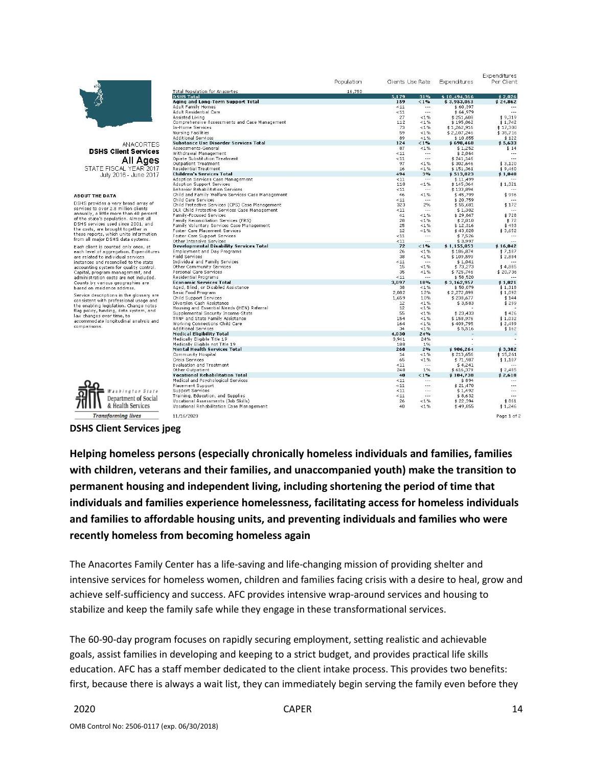ANACORTES
**DSHS Client Services**
All Ages
STATE FISCAL YEAR 2017
July 2016 - June 2017

**ABOUT THE DATA**

DSHS provides a very broad array of services to over 2.8 million clients annually, a little more than 40 percent of the state's population. Almost all DSHS services used since 2001, and the costs, are brought together in these reports, which unite information from all major DSHS data systems.

Each client is counted only once, at each level of aggregation. Expenditures are related to individual services instances and reconciled to the state accounting system for quality control. Capital, program management, and administration costs are not included. Counts by various geographies are based on residence address.

Service descriptions in the glossary are consistent with professional usage and the enabling legislation. Change notes flag policy, funding, data system, and law changes over time, to accommodate longitudinal analysis and comparisons.

| | Population | Clients | Use Rate | Expenditures | Expenditures Per Client |
|---|---|---|---|---|---|
| Total Population for Anacortes | 16,750 | | | | |
| **DSHS Total** | | **5,179** | **31%** | **$ 10,494,366** | **$ 2,026** |
| **Aging and Long-Term Support Total** | | **159** | **<1%** | **$ 3,953,063** | **$ 24,862** |
| Adult Family Homes | | <11 | --- | $ 60,397 | --- |
| Adult Residential Care | | <11 | --- | $ 64,979 | --- |
| Assisted Living | | 27 | <1% | $ 251,608 | $ 9,319 |
| Comprehensive Assessments and Case Management | | 112 | <1% | $ 195,062 | $ 1,742 |
| In-Home Services | | 73 | <1% | $ 1,262,916 | $ 17,300 |
| Nursing Facilities | | 59 | <1% | $ 2,107,246 | $ 35,716 |
| Additional Services | | 89 | <1% | $ 10,855 | $ 122 |
| **Substance Use Disorder Services Total** | | **124** | **<1%** | **$ 698,468** | **$ 5,633** |
| Assessments-General | | 87 | <1% | $ 1,252 | $ 14 |
| Withdrawal Management | | <11 | --- | $ 2,064 | --- |
| Opiate Substitution Treatment | | <11 | --- | $ 241,146 | --- |
| Outpatient Treatment | | 97 | <1% | $ 302,646 | $ 3,120 |
| Residential Treatment | | 16 | <1% | $ 151,361 | $ 9,460 |
| **Children's Services Total** | | **494** | **3%** | **$ 513,823** | **$ 1,040** |
| Adoption Services Case Management | | <11 | --- | $ 11,499 | --- |
| Adoption Support Services | | 110 | <1% | $ 145,364 | $ 1,321 |
| Behavior Rehabilitation Services | | <11 | --- | $ 133,894 | --- |
| Child and Family Welfare Services Case Management | | 46 | <1% | $ 45,799 | $ 996 |
| Child Care Services | | <11 | --- | $ 20,759 | --- |
| Child Protective Services (CPS) Case Management | | 323 | 2% | $ 55,601 | $ 172 |
| DLR Child Protective Services Case Management | | <11 | --- | $ 1,302 | --- |
| Family-Focused Services | | 41 | <1% | $ 29,847 | $ 728 |
| Family Reconciliation Services (FRS) | | 28 | <1% | $ 2,010 | $ 72 |
| Family Voluntary Services Case Management | | 25 | <1% | $ 12,316 | $ 493 |
| Foster Care Placement Services | | 12 | <1% | $ 43,820 | $ 3,652 |
| Foster Care Support Services | | <11 | --- | $ 7,526 | --- |
| Other Intensive Services | | <11 | --- | $ 3,097 | --- |
| **Developmental Disability Services Total** | | **72** | **<1%** | **$ 1,155,053** | **$ 16,042** |
| Employment and Day Programs | | 26 | <1% | $ 186,874 | $ 7,187 |
| Field Services | | 38 | <1% | $ 109,599 | $ 2,884 |
| Individual and Family Services | | <11 | --- | $ 1,041 | --- |
| Other Community Services | | 15 | <1% | $ 73,273 | $ 4,885 |
| Personal Care Services | | 35 | <1% | $ 725,746 | $ 20,736 |
| Residential Programs | | <11 | --- | $ 58,520 | --- |
| **Economic Services Total** | | **3,097** | **18%** | **$ 3,162,957** | **$ 1,021** |
| Aged, Blind, or Disabled Assistance | | 38 | <1% | $ 50,079 | $ 1,318 |
| Basic Food Program | | 2,082 | 12% | $ 2,272,899 | $ 1,092 |
| Child Support Services | | 1,659 | 10% | $ 238,677 | $ 144 |
| Diversion Cash Assistance | | 12 | <1% | $ 3,583 | $ 299 |
| Housing and Essential Needs (HEN) Referral | | 12 | <1% | - | - |
| Supplemental Security Income-State | | 55 | <1% | $ 23,433 | $ 426 |
| TANF and State Family Assistance | | 154 | <1% | $ 158,976 | $ 1,032 |
| Working Connections Child Care | | 164 | <1% | $ 409,795 | $ 2,499 |
| Additional Services | | 34 | <1% | $ 5,516 | $ 162 |
| **Medical Eligibility Total** | | **4,030** | **24%** | **-** | **-** |
| Medically Eligible Title 19 | | 3,941 | 24% | - | - |
| Medically Eligible not Title 19 | | 188 | 1% | - | - |
| **Mental Health Services Total** | | **268** | **2%** | **$ 906,264** | **$ 3,382** |
| Community Hospital | | 14 | <1% | $ 213,656 | $ 15,261 |
| Crisis Services | | 65 | <1% | $ 71,987 | $ 1,107 |
| Evaluation and Treatment | | <11 | --- | $ 4,241 | --- |
| Other Outpatient | | 248 | 1% | $ 616,379 | $ 2,485 |
| **Vocational Rehabilitation Total** | | **40** | **<1%** | **$ 104,738** | **$ 2,618** |
| Medical and Psychological Services | | <11 | --- | $ 894 | --- |
| Placement Support | | <11 | --- | $ 21,470 | --- |
| Support Services | | <11 | --- | $ 1,492 | --- |
| Training, Education, and Supplies | | <11 | --- | $ 8,632 | --- |
| Vocational Assessments (Job Skills) | | 26 | <1% | $ 22,394 | $ 861 |
| Vocational Rehabilitation Case Management | | 40 | <1% | $ 49,855 | $ 1,246 |

Washington State Department of Social & Health Services
*Transforming lives*

11/16/2020

**DSHS Client Services jpeg**

**Helping homeless persons (especially chronically homeless individuals and families, families with children, veterans and their families, and unaccompanied youth) make the transition to permanent housing and independent living, including shortening the period of time that individuals and families experience homelessness, facilitating access for homeless individuals and families to affordable housing units, and preventing individuals and families who were recently homeless from becoming homeless again**

The Anacortes Family Center has a life-saving and life-changing mission of providing shelter and intensive services for homeless women, children and families facing crisis with a desire to heal, grow and achieve self-sufficiency and success. AFC provides intensive wrap-around services and housing to stabilize and keep the family safe while they engage in these transformational services.

The 60-90-day program focuses on rapidly securing employment, setting realistic and achievable goals, assist families in developing and keeping to a strict budget, and provides practical life skills education. AFC has a staff member dedicated to the client intake process. This provides two benefits: first, because there is always a wait list, they can immediately begin serving the family even before they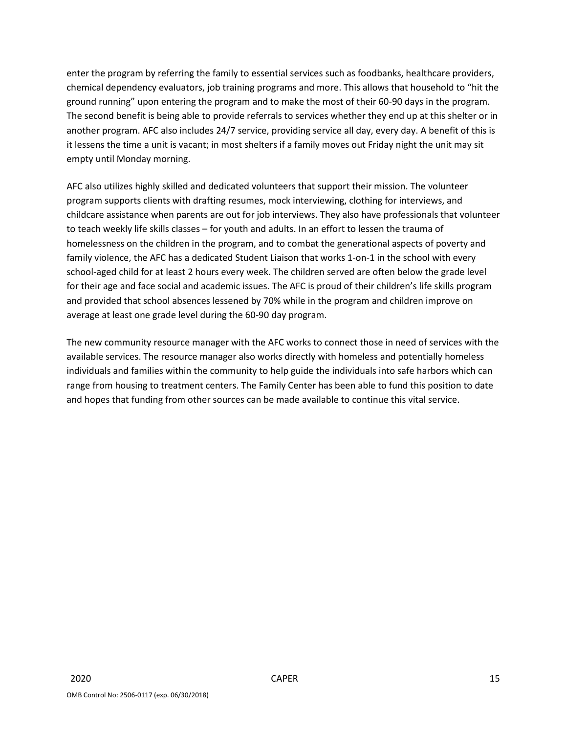enter the program by referring the family to essential services such as foodbanks, healthcare providers, chemical dependency evaluators, job training programs and more. This allows that household to "hit the ground running" upon entering the program and to make the most of their 60-90 days in the program. The second benefit is being able to provide referrals to services whether they end up at this shelter or in another program. AFC also includes 24/7 service, providing service all day, every day. A benefit of this is it lessens the time a unit is vacant; in most shelters if a family moves out Friday night the unit may sit empty until Monday morning.

AFC also utilizes highly skilled and dedicated volunteers that support their mission. The volunteer program supports clients with drafting resumes, mock interviewing, clothing for interviews, and childcare assistance when parents are out for job interviews. They also have professionals that volunteer to teach weekly life skills classes – for youth and adults. In an effort to lessen the trauma of homelessness on the children in the program, and to combat the generational aspects of poverty and family violence, the AFC has a dedicated Student Liaison that works 1-on-1 in the school with every school-aged child for at least 2 hours every week. The children served are often below the grade level for their age and face social and academic issues. The AFC is proud of their children's life skills program and provided that school absences lessened by 70% while in the program and children improve on average at least one grade level during the 60-90 day program.

The new community resource manager with the AFC works to connect those in need of services with the available services. The resource manager also works directly with homeless and potentially homeless individuals and families within the community to help guide the individuals into safe harbors which can range from housing to treatment centers. The Family Center has been able to fund this position to date and hopes that funding from other sources can be made available to continue this vital service.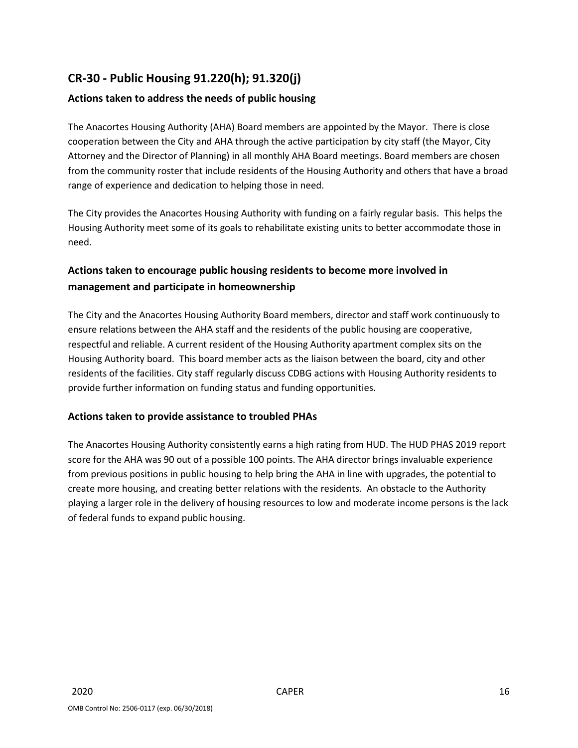## CR-30 - Public Housing 91.220(h); 91.320(j)

### Actions taken to address the needs of public housing

The Anacortes Housing Authority (AHA) Board members are appointed by the Mayor. There is close cooperation between the City and AHA through the active participation by city staff (the Mayor, City Attorney and the Director of Planning) in all monthly AHA Board meetings. Board members are chosen from the community roster that include residents of the Housing Authority and others that have a broad range of experience and dedication to helping those in need.

The City provides the Anacortes Housing Authority with funding on a fairly regular basis. This helps the Housing Authority meet some of its goals to rehabilitate existing units to better accommodate those in need.

### Actions taken to encourage public housing residents to become more involved in management and participate in homeownership

The City and the Anacortes Housing Authority Board members, director and staff work continuously to ensure relations between the AHA staff and the residents of the public housing are cooperative, respectful and reliable. A current resident of the Housing Authority apartment complex sits on the Housing Authority board. This board member acts as the liaison between the board, city and other residents of the facilities. City staff regularly discuss CDBG actions with Housing Authority residents to provide further information on funding status and funding opportunities.

### Actions taken to provide assistance to troubled PHAs

The Anacortes Housing Authority consistently earns a high rating from HUD. The HUD PHAS 2019 report score for the AHA was 90 out of a possible 100 points. The AHA director brings invaluable experience from previous positions in public housing to help bring the AHA in line with upgrades, the potential to create more housing, and creating better relations with the residents. An obstacle to the Authority playing a larger role in the delivery of housing resources to low and moderate income persons is the lack of federal funds to expand public housing.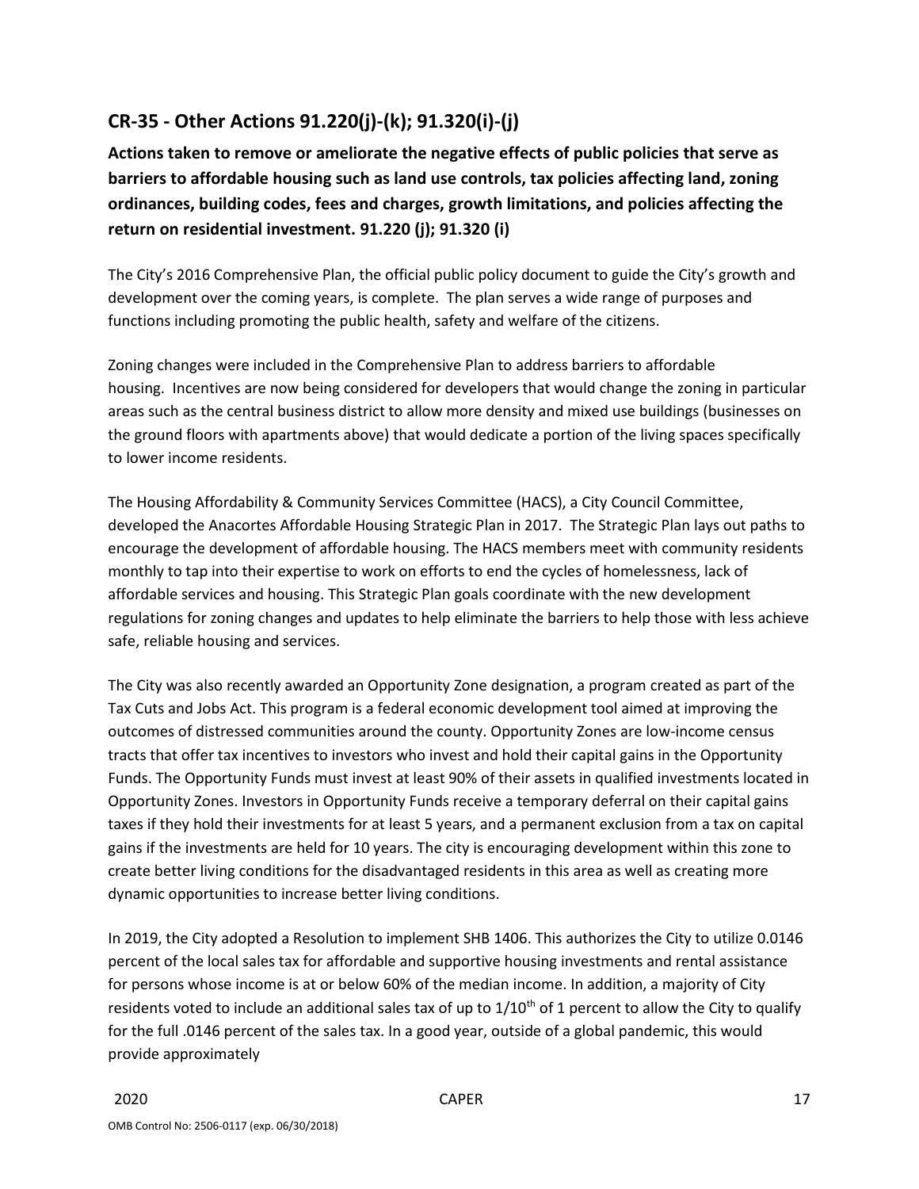## CR-35 - Other Actions 91.220(j)-(k); 91.320(i)-(j)

**Actions taken to remove or ameliorate the negative effects of public policies that serve as barriers to affordable housing such as land use controls, tax policies affecting land, zoning ordinances, building codes, fees and charges, growth limitations, and policies affecting the return on residential investment. 91.220 (j); 91.320 (i)**

The City's 2016 Comprehensive Plan, the official public policy document to guide the City's growth and development over the coming years, is complete. The plan serves a wide range of purposes and functions including promoting the public health, safety and welfare of the citizens.

Zoning changes were included in the Comprehensive Plan to address barriers to affordable housing. Incentives are now being considered for developers that would change the zoning in particular areas such as the central business district to allow more density and mixed use buildings (businesses on the ground floors with apartments above) that would dedicate a portion of the living spaces specifically to lower income residents.

The Housing Affordability & Community Services Committee (HACS), a City Council Committee, developed the Anacortes Affordable Housing Strategic Plan in 2017. The Strategic Plan lays out paths to encourage the development of affordable housing. The HACS members meet with community residents monthly to tap into their expertise to work on efforts to end the cycles of homelessness, lack of affordable services and housing. This Strategic Plan goals coordinate with the new development regulations for zoning changes and updates to help eliminate the barriers to help those with less achieve safe, reliable housing and services.

The City was also recently awarded an Opportunity Zone designation, a program created as part of the Tax Cuts and Jobs Act. This program is a federal economic development tool aimed at improving the outcomes of distressed communities around the county. Opportunity Zones are low-income census tracts that offer tax incentives to investors who invest and hold their capital gains in the Opportunity Funds. The Opportunity Funds must invest at least 90% of their assets in qualified investments located in Opportunity Zones. Investors in Opportunity Funds receive a temporary deferral on their capital gains taxes if they hold their investments for at least 5 years, and a permanent exclusion from a tax on capital gains if the investments are held for 10 years. The city is encouraging development within this zone to create better living conditions for the disadvantaged residents in this area as well as creating more dynamic opportunities to increase better living conditions.

In 2019, the City adopted a Resolution to implement SHB 1406. This authorizes the City to utilize 0.0146 percent of the local sales tax for affordable and supportive housing investments and rental assistance for persons whose income is at or below 60% of the median income. In addition, a majority of City residents voted to include an additional sales tax of up to 1/10th of 1 percent to allow the City to qualify for the full .0146 percent of the sales tax. In a good year, outside of a global pandemic, this would provide approximately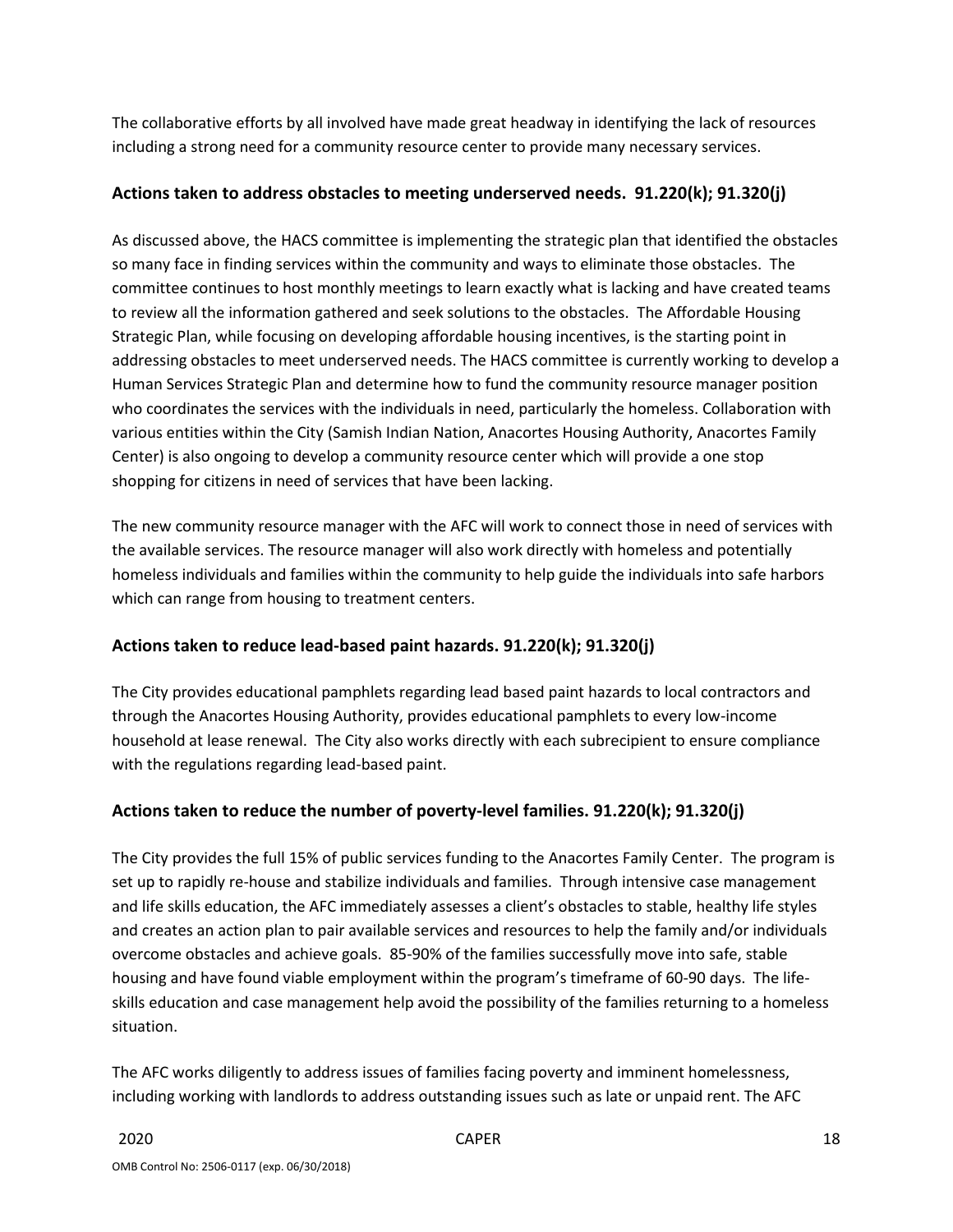The collaborative efforts by all involved have made great headway in identifying the lack of resources including a strong need for a community resource center to provide many necessary services.

## Actions taken to address obstacles to meeting underserved needs. 91.220(k); 91.320(j)

As discussed above, the HACS committee is implementing the strategic plan that identified the obstacles so many face in finding services within the community and ways to eliminate those obstacles. The committee continues to host monthly meetings to learn exactly what is lacking and have created teams to review all the information gathered and seek solutions to the obstacles. The Affordable Housing Strategic Plan, while focusing on developing affordable housing incentives, is the starting point in addressing obstacles to meet underserved needs. The HACS committee is currently working to develop a Human Services Strategic Plan and determine how to fund the community resource manager position who coordinates the services with the individuals in need, particularly the homeless. Collaboration with various entities within the City (Samish Indian Nation, Anacortes Housing Authority, Anacortes Family Center) is also ongoing to develop a community resource center which will provide a one stop shopping for citizens in need of services that have been lacking.

The new community resource manager with the AFC will work to connect those in need of services with the available services. The resource manager will also work directly with homeless and potentially homeless individuals and families within the community to help guide the individuals into safe harbors which can range from housing to treatment centers.

## Actions taken to reduce lead-based paint hazards. 91.220(k); 91.320(j)

The City provides educational pamphlets regarding lead based paint hazards to local contractors and through the Anacortes Housing Authority, provides educational pamphlets to every low-income household at lease renewal. The City also works directly with each subrecipient to ensure compliance with the regulations regarding lead-based paint.

## Actions taken to reduce the number of poverty-level families. 91.220(k); 91.320(j)

The City provides the full 15% of public services funding to the Anacortes Family Center. The program is set up to rapidly re-house and stabilize individuals and families. Through intensive case management and life skills education, the AFC immediately assesses a client's obstacles to stable, healthy life styles and creates an action plan to pair available services and resources to help the family and/or individuals overcome obstacles and achieve goals. 85-90% of the families successfully move into safe, stable housing and have found viable employment within the program's timeframe of 60-90 days. The life-skills education and case management help avoid the possibility of the families returning to a homeless situation.

The AFC works diligently to address issues of families facing poverty and imminent homelessness, including working with landlords to address outstanding issues such as late or unpaid rent. The AFC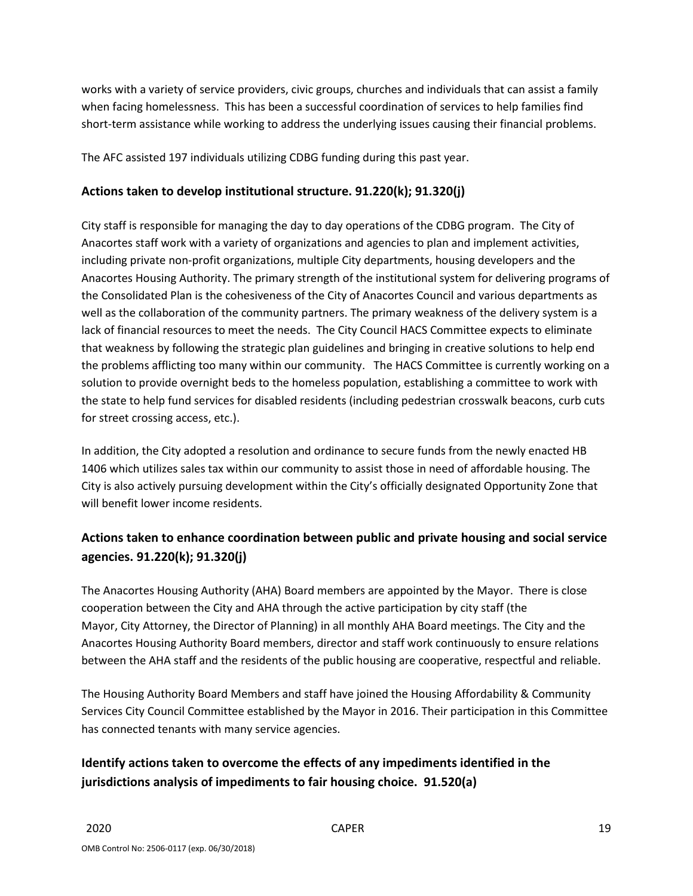works with a variety of service providers, civic groups, churches and individuals that can assist a family when facing homelessness. This has been a successful coordination of services to help families find short-term assistance while working to address the underlying issues causing their financial problems.

The AFC assisted 197 individuals utilizing CDBG funding during this past year.

## Actions taken to develop institutional structure. 91.220(k); 91.320(j)

City staff is responsible for managing the day to day operations of the CDBG program. The City of Anacortes staff work with a variety of organizations and agencies to plan and implement activities, including private non-profit organizations, multiple City departments, housing developers and the Anacortes Housing Authority. The primary strength of the institutional system for delivering programs of the Consolidated Plan is the cohesiveness of the City of Anacortes Council and various departments as well as the collaboration of the community partners. The primary weakness of the delivery system is a lack of financial resources to meet the needs. The City Council HACS Committee expects to eliminate that weakness by following the strategic plan guidelines and bringing in creative solutions to help end the problems afflicting too many within our community. The HACS Committee is currently working on a solution to provide overnight beds to the homeless population, establishing a committee to work with the state to help fund services for disabled residents (including pedestrian crosswalk beacons, curb cuts for street crossing access, etc.).

In addition, the City adopted a resolution and ordinance to secure funds from the newly enacted HB 1406 which utilizes sales tax within our community to assist those in need of affordable housing. The City is also actively pursuing development within the City's officially designated Opportunity Zone that will benefit lower income residents.

## Actions taken to enhance coordination between public and private housing and social service agencies. 91.220(k); 91.320(j)

The Anacortes Housing Authority (AHA) Board members are appointed by the Mayor. There is close cooperation between the City and AHA through the active participation by city staff (the Mayor, City Attorney, the Director of Planning) in all monthly AHA Board meetings. The City and the Anacortes Housing Authority Board members, director and staff work continuously to ensure relations between the AHA staff and the residents of the public housing are cooperative, respectful and reliable.

The Housing Authority Board Members and staff have joined the Housing Affordability & Community Services City Council Committee established by the Mayor in 2016. Their participation in this Committee has connected tenants with many service agencies.

## Identify actions taken to overcome the effects of any impediments identified in the jurisdictions analysis of impediments to fair housing choice. 91.520(a)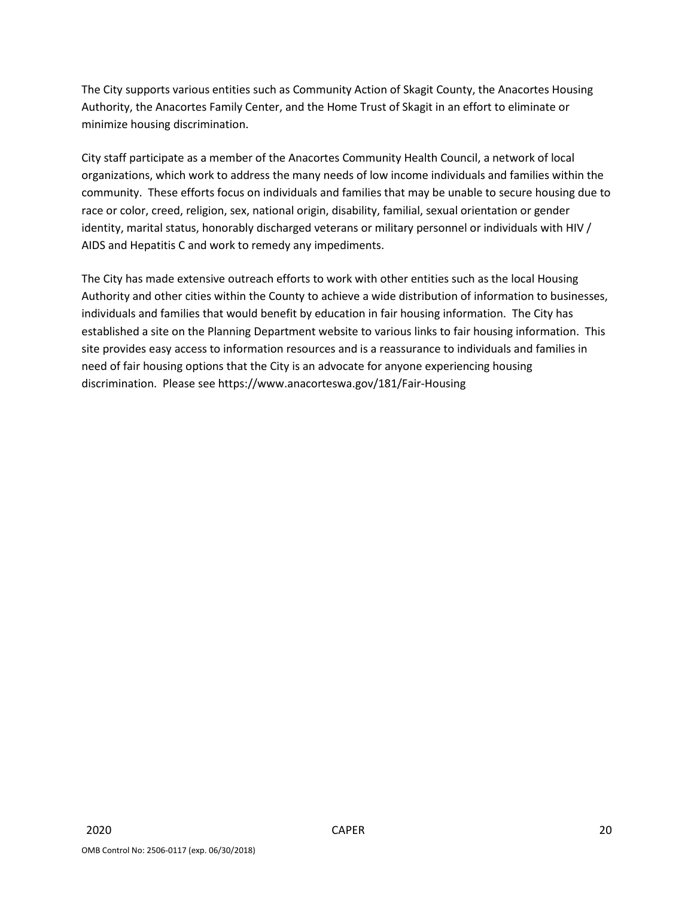The City supports various entities such as Community Action of Skagit County, the Anacortes Housing Authority, the Anacortes Family Center, and the Home Trust of Skagit in an effort to eliminate or minimize housing discrimination.

City staff participate as a member of the Anacortes Community Health Council, a network of local organizations, which work to address the many needs of low income individuals and families within the community. These efforts focus on individuals and families that may be unable to secure housing due to race or color, creed, religion, sex, national origin, disability, familial, sexual orientation or gender identity, marital status, honorably discharged veterans or military personnel or individuals with HIV / AIDS and Hepatitis C and work to remedy any impediments.

The City has made extensive outreach efforts to work with other entities such as the local Housing Authority and other cities within the County to achieve a wide distribution of information to businesses, individuals and families that would benefit by education in fair housing information. The City has established a site on the Planning Department website to various links to fair housing information. This site provides easy access to information resources and is a reassurance to individuals and families in need of fair housing options that the City is an advocate for anyone experiencing housing discrimination. Please see https://www.anacorteswa.gov/181/Fair-Housing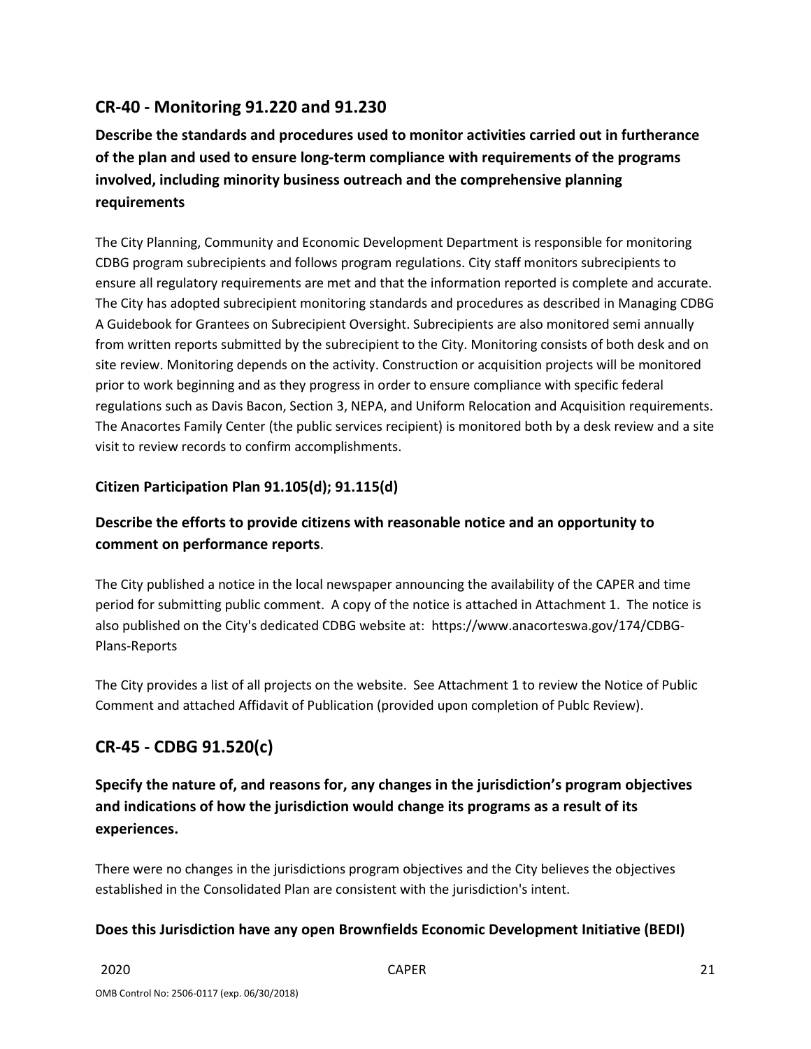## CR-40 - Monitoring 91.220 and 91.230

### Describe the standards and procedures used to monitor activities carried out in furtherance of the plan and used to ensure long-term compliance with requirements of the programs involved, including minority business outreach and the comprehensive planning requirements

The City Planning, Community and Economic Development Department is responsible for monitoring CDBG program subrecipients and follows program regulations. City staff monitors subrecipients to ensure all regulatory requirements are met and that the information reported is complete and accurate. The City has adopted subrecipient monitoring standards and procedures as described in Managing CDBG A Guidebook for Grantees on Subrecipient Oversight. Subrecipients are also monitored semi annually from written reports submitted by the subrecipient to the City. Monitoring consists of both desk and on site review. Monitoring depends on the activity. Construction or acquisition projects will be monitored prior to work beginning and as they progress in order to ensure compliance with specific federal regulations such as Davis Bacon, Section 3, NEPA, and Uniform Relocation and Acquisition requirements. The Anacortes Family Center (the public services recipient) is monitored both by a desk review and a site visit to review records to confirm accomplishments.

### Citizen Participation Plan 91.105(d); 91.115(d)

### Describe the efforts to provide citizens with reasonable notice and an opportunity to comment on performance reports.

The City published a notice in the local newspaper announcing the availability of the CAPER and time period for submitting public comment. A copy of the notice is attached in Attachment 1. The notice is also published on the City's dedicated CDBG website at: https://www.anacorteswa.gov/174/CDBG-Plans-Reports

The City provides a list of all projects on the website. See Attachment 1 to review the Notice of Public Comment and attached Affidavit of Publication (provided upon completion of Publc Review).

## CR-45 - CDBG 91.520(c)

### Specify the nature of, and reasons for, any changes in the jurisdiction's program objectives and indications of how the jurisdiction would change its programs as a result of its experiences.

There were no changes in the jurisdictions program objectives and the City believes the objectives established in the Consolidated Plan are consistent with the jurisdiction's intent.

### Does this Jurisdiction have any open Brownfields Economic Development Initiative (BEDI)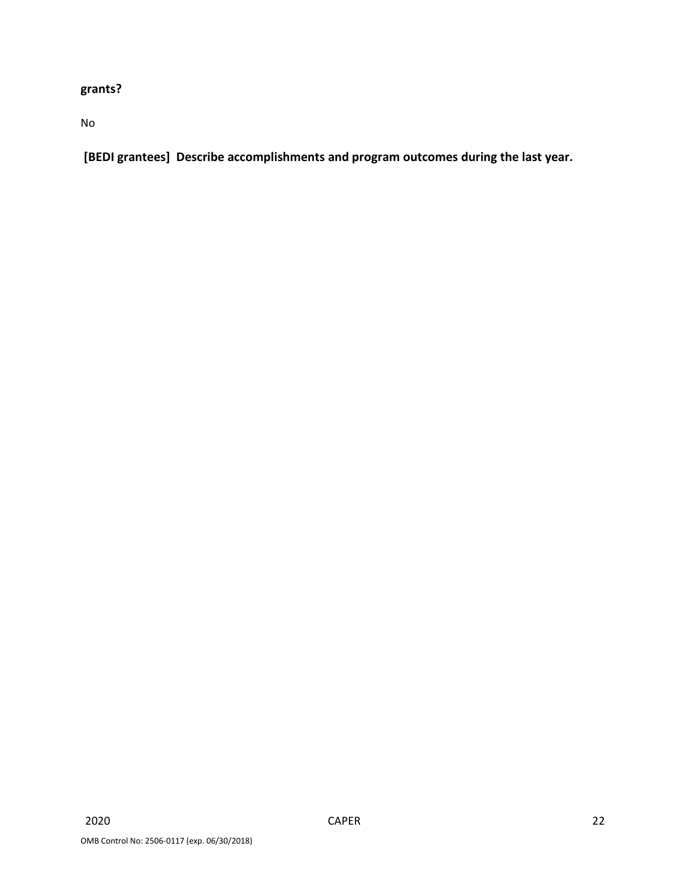**grants?**

No

**[BEDI grantees] Describe accomplishments and program outcomes during the last year.**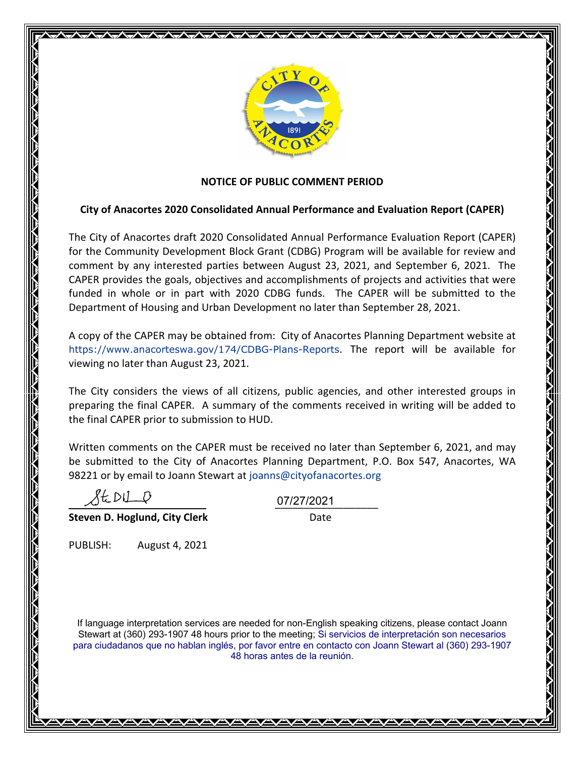**NOTICE OF PUBLIC COMMENT PERIOD**

**City of Anacortes 2020 Consolidated Annual Performance and Evaluation Report (CAPER)**

The City of Anacortes draft 2020 Consolidated Annual Performance Evaluation Report (CAPER) for the Community Development Block Grant (CDBG) Program will be available for review and comment by any interested parties between August 23, 2021, and September 6, 2021. The CAPER provides the goals, objectives and accomplishments of projects and activities that were funded in whole or in part with 2020 CDBG funds. The CAPER will be submitted to the Department of Housing and Urban Development no later than September 28, 2021.

A copy of the CAPER may be obtained from: City of Anacortes Planning Department website at https://www.anacorteswa.gov/174/CDBG-Plans-Reports. The report will be available for viewing no later than August 23, 2021.

The City considers the views of all citizens, public agencies, and other interested groups in preparing the final CAPER. A summary of the comments received in writing will be added to the final CAPER prior to submission to HUD.

Written comments on the CAPER must be received no later than September 6, 2021, and may be submitted to the City of Anacortes Planning Department, P.O. Box 547, Anacortes, WA 98221 or by email to Joann Stewart at joanns@cityofanacortes.org

**Steven D. Hoglund, City Clerk** — Date: 07/27/2021

PUBLISH: August 4, 2021

If language interpretation services are needed for non-English speaking citizens, please contact Joann Stewart at (360) 293-1907 48 hours prior to the meeting; Si servicios de interpretación son necesarios para ciudadanos que no hablan inglés, por favor entre en contacto con Joann Stewart al (360) 293-1907 48 horas antes de la reunión.